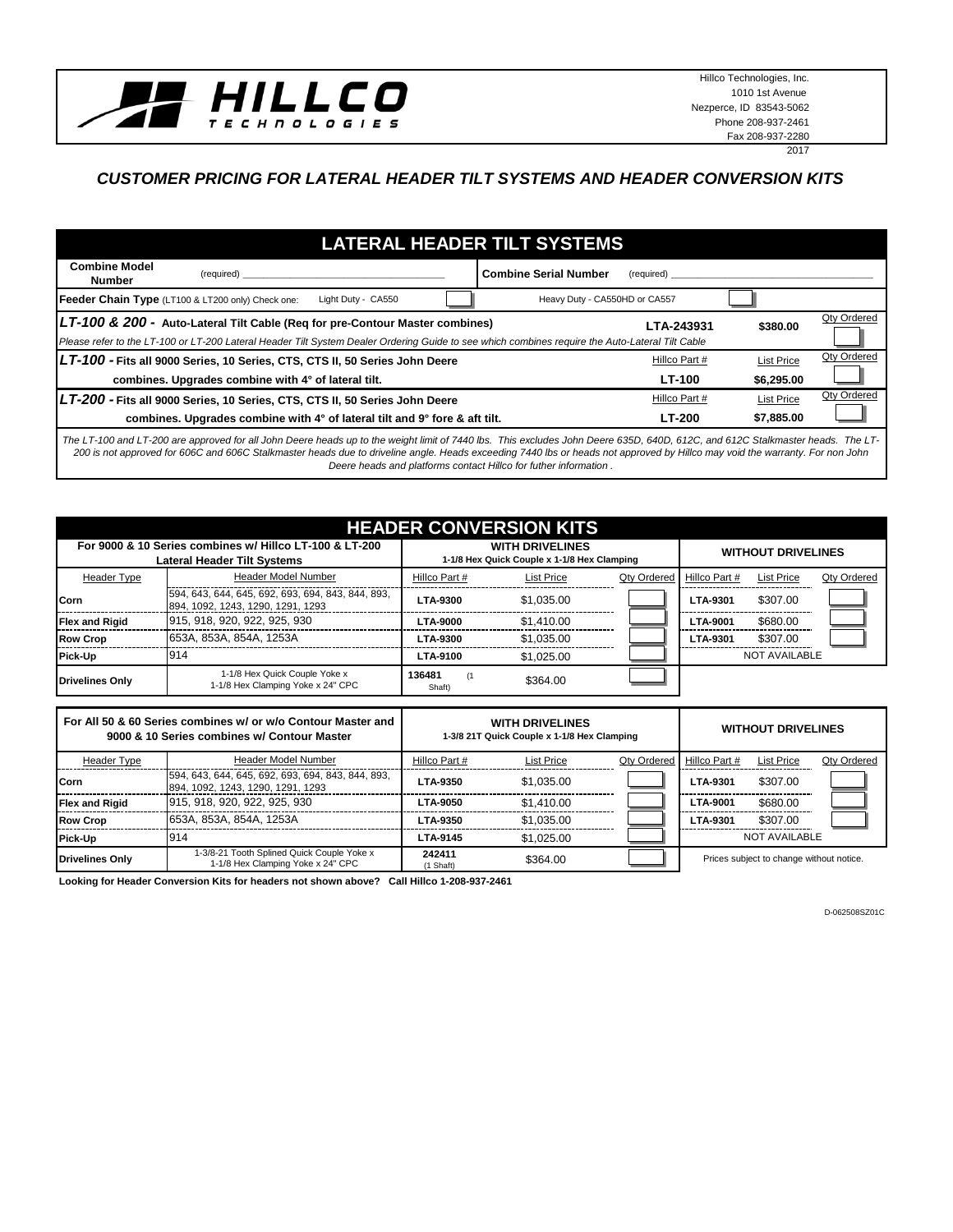HILLCO TECHNOLOGIES

Hillco Technologies, Inc.
1010 1st Avenue
Nezperce, ID 83543-5062
Phone 208-937-2461
Fax 208-937-2280
2017

## *CUSTOMER PRICING FOR LATERAL HEADER TILT SYSTEMS AND HEADER CONVERSION KITS*

## LATERAL HEADER TILT SYSTEMS

**Combine Model Number** (required) ______________________ **Combine Serial Number** (required) ______________________

**Feeder Chain Type** (LT100 & LT200 only) Check one: Light Duty - CA550 ☐ Heavy Duty - CA550HD or CA557 ☐

| | | | |
|---|---|---|---|
| ***LT-100 & 200 -*** **Auto-Lateral Tilt Cable (Req for pre-Contour Master combines)** | **LTA-243931** | **$380.00** | Qty Ordered |
| *Please refer to the LT-100 or LT-200 Lateral Header Tilt System Dealer Ordering Guide to see which combines require the Auto-Lateral Tilt Cable* | | | |
| ***LT-100 -*** **Fits all 9000 Series, 10 Series, CTS, CTS II, 50 Series John Deere combines. Upgrades combine with 4° of lateral tilt.** | Hillco Part # **LT-100** | List Price **$6,295.00** | Qty Ordered |
| ***LT-200 -*** **Fits all 9000 Series, 10 Series, CTS, CTS II, 50 Series John Deere combines. Upgrades combine with 4° of lateral tilt and 9° fore & aft tilt.** | Hillco Part # **LT-200** | List Price **$7,885.00** | Qty Ordered |

*The LT-100 and LT-200 are approved for all John Deere heads up to the weight limit of 7440 lbs. This excludes John Deere 635D, 640D, 612C, and 612C Stalkmaster heads. The LT-200 is not approved for 606C and 606C Stalkmaster heads due to driveline angle. Heads exceeding 7440 lbs or heads not approved by Hillco may void the warranty. For non John Deere heads and platforms contact Hillco for futher information .*

## HEADER CONVERSION KITS

| For 9000 & 10 Series combines w/ Hillco LT-100 & LT-200 Lateral Header Tilt Systems | | WITH DRIVELINES 1-1/8 Hex Quick Couple x 1-1/8 Hex Clamping | | | WITHOUT DRIVELINES | | |
|---|---|---|---|---|---|---|---|
| Header Type | Header Model Number | Hillco Part # | List Price | Qty Ordered | Hillco Part # | List Price | Qty Ordered |
| **Corn** | 594, 643, 644, 645, 692, 693, 694, 843, 844, 893, 894, 1092, 1243, 1290, 1291, 1293 | **LTA-9300** | $1,035.00 | | **LTA-9301** | $307.00 | |
| **Flex and Rigid** | 915, 918, 920, 922, 925, 930 | **LTA-9000** | $1,410.00 | | **LTA-9001** | $680.00 | |
| **Row Crop** | 653A, 853A, 854A, 1253A | **LTA-9300** | $1,035.00 | | **LTA-9301** | $307.00 | |
| **Pick-Up** | 914 | **LTA-9100** | $1,025.00 | | NOT AVAILABLE | | |
| **Drivelines Only** | 1-1/8 Hex Quick Couple Yoke x 1-1/8 Hex Clamping Yoke x 24" CPC | **136481** (1 Shaft) | $364.00 | | | | |

| For All 50 & 60 Series combines w/ or w/o Contour Master and 9000 & 10 Series combines w/ Contour Master | | WITH DRIVELINES 1-3/8 21T Quick Couple x 1-1/8 Hex Clamping | | | WITHOUT DRIVELINES | | |
|---|---|---|---|---|---|---|---|
| Header Type | Header Model Number | Hillco Part # | List Price | Qty Ordered | Hillco Part # | List Price | Qty Ordered |
| **Corn** | 594, 643, 644, 645, 692, 693, 694, 843, 844, 893, 894, 1092, 1243, 1290, 1291, 1293 | **LTA-9350** | $1,035.00 | | **LTA-9301** | $307.00 | |
| **Flex and Rigid** | 915, 918, 920, 922, 925, 930 | **LTA-9050** | $1,410.00 | | **LTA-9001** | $680.00 | |
| **Row Crop** | 653A, 853A, 854A, 1253A | **LTA-9350** | $1,035.00 | | **LTA-9301** | $307.00 | |
| **Pick-Up** | 914 | **LTA-9145** | $1,025.00 | | NOT AVAILABLE | | |
| **Drivelines Only** | 1-3/8-21 Tooth Splined Quick Couple Yoke x 1-1/8 Hex Clamping Yoke x 24" CPC | **242411** (1 Shaft) | $364.00 | | Prices subject to change without notice. | | |

**Looking for Header Conversion Kits for headers not shown above? Call Hillco 1-208-937-2461**

D-062508SZ01C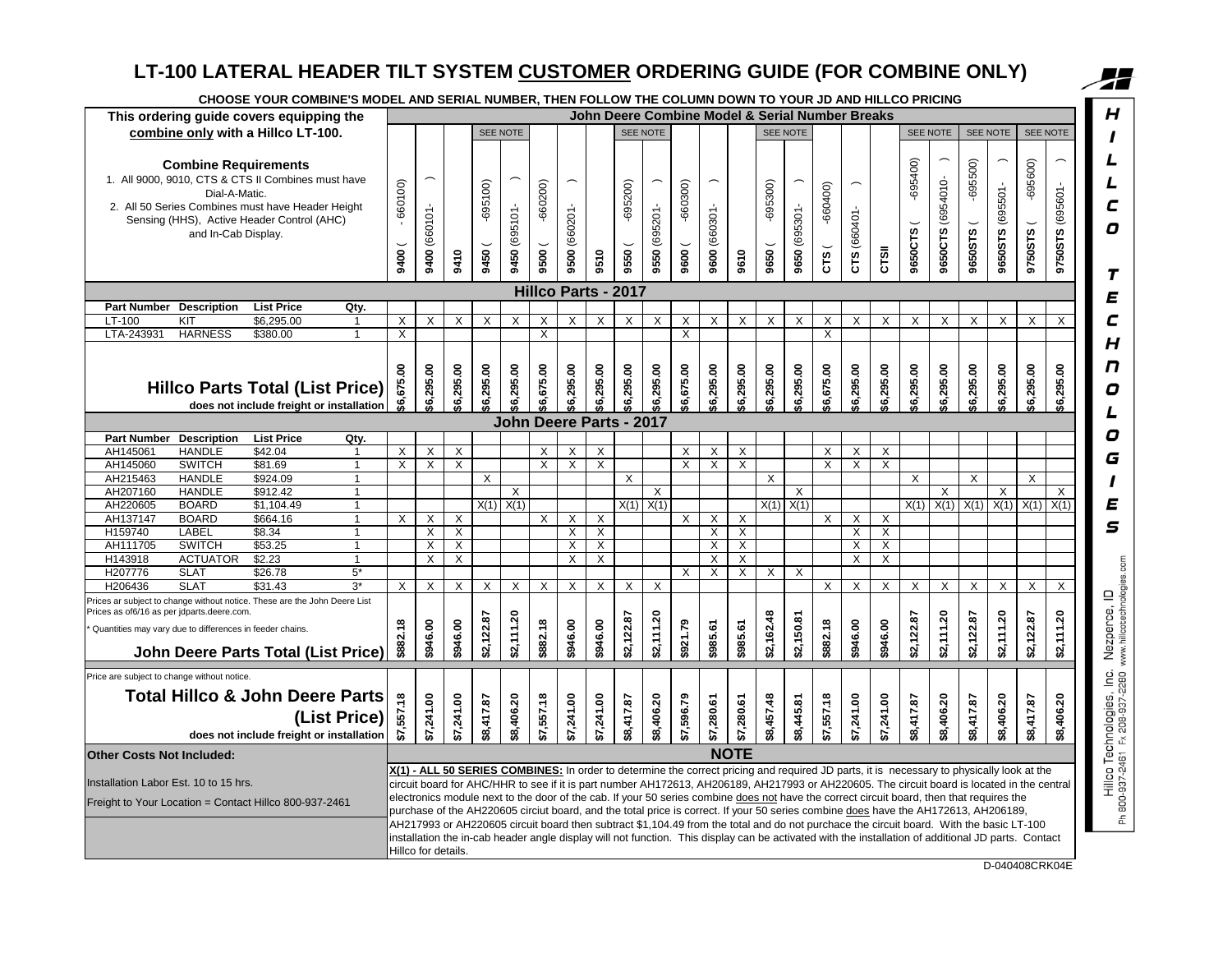# LT-100 LATERAL HEADER TILT SYSTEM CUSTOMER ORDERING GUIDE (FOR COMBINE ONLY)

**CHOOSE YOUR COMBINE'S MODEL AND SERIAL NUMBER, THEN FOLLOW THE COLUMN DOWN TO YOUR JD AND HILLCO PRICING**

**This ordering guide covers equipping the combine only with a Hillco LT-100.**

**Combine Requirements**

1. All 9000, 9010, CTS & CTS II Combines must have Dial-A-Matic.
2. All 50 Series Combines must have Header Height Sensing (HHS), Active Header Control (AHC) and In-Cab Display.

**John Deere Combine Model & Serial Number Breaks**

| Part Number | Description | List Price | Qty. | 9400 ( - 660100) | 9400 (660101- ) | 9410 | 9450 ( -695100) | 9450 (695101- ) | 9500 ( -660200) | 9500 (660201- ) | 9510 | 9550 ( -695200) | 9550 (695201- ) | 9600 ( -660300) | 9600 (660301- ) | 9610 | 9650 ( -695300) | 9650 (695301- ) | CTS ( -660400) | CTS (660401- ) | CTSII | 9650CTS ( -695400) | 9650CTS (6954010- ) | 9650STS ( -695500) | 9650STS (695501- ) | 9750STS ( -695600) | 9750STS (695601- ) |
|---|---|---|---|---|---|---|---|---|---|---|---|---|---|---|---|---|---|---|---|---|---|---|---|---|---|---|---|
| | | | | | | | SEE NOTE | SEE NOTE | | | | SEE NOTE | SEE NOTE | | | | SEE NOTE | SEE NOTE | | | | SEE NOTE | SEE NOTE | SEE NOTE | SEE NOTE | SEE NOTE | SEE NOTE |
| **Hillco Parts - 2017** | | | | | | | | | | | | | | | | | | | | | | | | | | | |
| LT-100 | KIT | $6,295.00 | 1 | X | X | X | X | X | X | X | X | X | X | X | X | X | X | X | X | X | X | X | X | X | X | X | X |
| LTA-243931 | HARNESS | $380.00 | 1 | X | | | | | X | | | | | X | | | | | X | | | | | | | | |
| **Hillco Parts Total (List Price)** does not include freight or installation | | | | $6,675.00 | $6,295.00 | $6,295.00 | $6,295.00 | $6,295.00 | $6,675.00 | $6,295.00 | $6,295.00 | $6,295.00 | $6,295.00 | $6,675.00 | $6,295.00 | $6,295.00 | $6,295.00 | $6,295.00 | $6,675.00 | $6,295.00 | $6,295.00 | $6,295.00 | $6,295.00 | $6,295.00 | $6,295.00 | $6,295.00 | $6,295.00 |
| **John Deere Parts - 2017** | | | | | | | | | | | | | | | | | | | | | | | | | | | |
| AH145061 | HANDLE | $42.04 | 1 | X | X | X | | | X | X | X | | | X | X | X | | | X | X | X | | | | | | |
| AH145060 | SWITCH | $81.69 | 1 | X | X | X | | | X | X | X | | | X | X | X | | | X | X | X | | | | | | |
| AH215463 | HANDLE | $924.09 | 1 | | | | X | | | | | X | | | | | X | | | | | X | | X | | X | |
| AH207160 | HANDLE | $912.42 | 1 | | | | | X | | | | | X | | | | | X | | | | | X | | X | | X |
| AH220605 | BOARD | $1,104.49 | 1 | | | | X(1) | X(1) | | | | X(1) | X(1) | | | | X(1) | X(1) | | | | X(1) | X(1) | X(1) | X(1) | X(1) | X(1) |
| AH137147 | BOARD | $664.16 | 1 | X | X | X | | | X | X | X | | | X | X | X | | | X | X | X | | | | | | |
| H159740 | LABEL | $8.34 | 1 | | X | X | | | | X | X | | | | X | X | | | | X | X | | | | | | |
| AH111705 | SWITCH | $53.25 | 1 | | X | X | | | | X | X | | | | X | X | | | | X | X | | | | | | |
| H143918 | ACTUATOR | $2.23 | 1 | | X | X | | | | X | X | | | | X | X | | | | X | X | | | | | | |
| H207776 | SLAT | $26.78 | 5* | | | | | | | | | | | X | X | X | X | X | | | | | | | | | |
| H206436 | SLAT | $31.43 | 3* | X | X | X | X | X | X | X | X | X | X | | | | | | X | X | X | X | X | X | X | X | X |
| **John Deere Parts Total (List Price)** | | | | $882.18 | $946.00 | $946.00 | $2,122.87 | $2,111.20 | $882.18 | $946.00 | $946.00 | $2,122.87 | $2,111.20 | $921.79 | $985.61 | $985.61 | $2,162.48 | $2,150.81 | $882.18 | $946.00 | $946.00 | $2,122.87 | $2,111.20 | $2,122.87 | $2,111.20 | $2,122.87 | $2,111.20 |
| **Total Hillco & John Deere Parts (List Price)** does not include freight or installation | | | | $7,557.18 | $7,241.00 | $7,241.00 | $8,417.87 | $8,406.20 | $7,557.18 | $7,241.00 | $7,241.00 | $8,417.87 | $8,406.20 | $7,596.79 | $7,280.61 | $7,280.61 | $8,457.48 | $8,445.81 | $7,557.18 | $7,241.00 | $7,241.00 | $8,417.87 | $8,406.20 | $8,417.87 | $8,406.20 | $8,417.87 | $8,406.20 |

Prices ar subject to change without notice. These are the John Deere List Prices as of6/16 as per jdparts.deere.com.

* Quantities may vary due to differences in feeder chains.

Price are subject to change without notice.

**Other Costs Not Included:**

Installation Labor Est. 10 to 15 hrs.

Freight to Your Location = Contact Hillco 800-937-2461

**NOTE**

**X(1) - ALL 50 SERIES COMBINES:** In order to determine the correct pricing and required JD parts, it is necessary to physically look at the circuit board for AHC/HHR to see if it is part number AH172613, AH206189, AH217993 or AH220605. The circuit board is located in the central electronics module next to the door of the cab. If your 50 series combine does not have the correct circuit board, then that requires the purchase of the AH220605 circuit board, and the total price is correct. If your 50 series combine does have the AH172613, AH206189, AH217993 or AH220605 circuit board then subtract $1,104.49 from the total and do not purchase the circuit board. With the basic LT-100 installation the in-cab header angle display will not function. This display can be activated with the installation of additional JD parts. Contact Hillco for details.

D-040408CRK04E

HILLCO TECHNOLOGIES

Hillco Technologies, Inc. Nezperce, ID
Ph 800-937-2461 Fx 208-937-2280 www.hillcotechnologies.com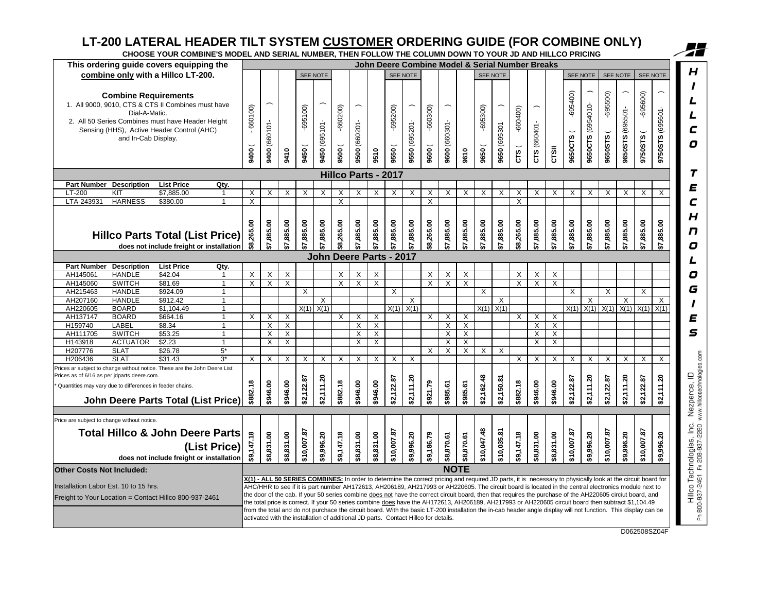# LT-200 LATERAL HEADER TILT SYSTEM CUSTOMER ORDERING GUIDE (FOR COMBINE ONLY)

**CHOOSE YOUR COMBINE'S MODEL AND SERIAL NUMBER, THEN FOLLOW THE COLUMN DOWN TO YOUR JD AND HILLCO PRICING**

**This ordering guide covers equipping the combine only with a Hillco LT-200.**

**Combine Requirements**

1. All 9000, 9010, CTS & CTS II Combines must have Dial-A-Matic.
2. All 50 Series Combines must have Header Height Sensing (HHS), Active Header Control (AHC) and In-Cab Display.

**John Deere Combine Model & Serial Number Breaks**

| Part Number | Description | List Price | Qty. | 9400 ( - 660100) | 9400 (660101- ) | 9410 | 9450 ( -695100) SEE NOTE | 9450 (695101- ) SEE NOTE | 9500 ( -660200) | 9500 (660201- ) | 9510 | 9550 ( -695200) SEE NOTE | 9550 (695201- ) SEE NOTE | 9600 ( -660300) | 9600 (660301- ) | 9610 | 9650 ( -695300) SEE NOTE | 9650 (695301- ) SEE NOTE | CTS ( -660400) | CTS (660401- ) | CTSII | 9650CTS ( -695400) SEE NOTE | 9650CTS (6954010- ) SEE NOTE | 9650STS ( -695500) SEE NOTE | 9650STS (695501- ) SEE NOTE | 9750STS ( -695600) SEE NOTE | 9750STS (695601- ) SEE NOTE |
|---|---|---|---|---|---|---|---|---|---|---|---|---|---|---|---|---|---|---|---|---|---|---|---|---|---|---|---|
| **Hillco Parts - 2017** | | | | | | | | | | | | | | | | | | | | | | | | | | | |
| LT-200 | KIT | $7,885.00 | 1 | X | X | X | X | X | X | X | X | X | X | X | X | X | X | X | X | X | X | X | X | X | X | X | X |
| LTA-243931 | HARNESS | $380.00 | 1 | X | | | | | X | | | | | X | | | | | X | | | | | | | | |
| **Hillco Parts Total (List Price)** does not include freight or installation | | | | $8,265.00 | $7,885.00 | $7,885.00 | $7,885.00 | $7,885.00 | $8,265.00 | $7,885.00 | $7,885.00 | $7,885.00 | $7,885.00 | $8,265.00 | $7,885.00 | $7,885.00 | $7,885.00 | $7,885.00 | $8,265.00 | $7,885.00 | $7,885.00 | $7,885.00 | $7,885.00 | $7,885.00 | $7,885.00 | $7,885.00 | $7,885.00 |
| **John Deere Parts - 2017** | | | | | | | | | | | | | | | | | | | | | | | | | | | |
| AH145061 | HANDLE | $42.04 | 1 | X | X | X | | | X | X | X | | | X | X | X | | | X | X | X | | | | | | |
| AH145060 | SWITCH | $81.69 | 1 | X | X | X | | | X | X | X | | | X | X | X | | | X | X | X | | | | | | |
| AH215463 | HANDLE | $924.09 | 1 | | | | X | | | | | X | | | | | X | | | | | X | | X | | X | |
| AH207160 | HANDLE | $912.42 | 1 | | | | | X | | | | | X | | | | | X | | | | | X | | X | | X |
| AH220605 | BOARD | $1,104.49 | 1 | | | | X(1) | X(1) | | | | X(1) | X(1) | | | | X(1) | X(1) | | | | X(1) | X(1) | X(1) | X(1) | X(1) | X(1) |
| AH137147 | BOARD | $664.16 | 1 | X | X | X | | | X | X | X | | | X | X | X | | | X | X | X | | | | | | |
| H159740 | LABEL | $8.34 | 1 | | X | X | | | | X | X | | | | X | X | | | | X | X | | | | | | |
| AH111705 | SWITCH | $53.25 | 1 | | X | X | | | | X | X | | | | X | X | | | | X | X | | | | | | |
| H143918 | ACTUATOR | $2.23 | 1 | | X | X | | | | X | X | | | | X | X | | | | X | X | | | | | | |
| H207776 | SLAT | $26.78 | 5* | | | | | | | | | | | X | X | X | X | X | | | | | | | | | |
| H206436 | SLAT | $31.43 | 3* | X | X | X | X | X | X | X | X | X | X | | | | | | X | X | X | X | X | X | X | X | X |
| **John Deere Parts Total (List Price)** | | | | $882.18 | $946.00 | $946.00 | $2,122.87 | $2,111.20 | $882.18 | $946.00 | $946.00 | $2,122.87 | $2,111.20 | $921.79 | $985.61 | $985.61 | $2,162.48 | $2,150.81 | $882.18 | $946.00 | $946.00 | $2,122.87 | $2,111.20 | $2,122.87 | $2,111.20 | $2,122.87 | $2,111.20 |
| **Total Hillco & John Deere Parts (List Price)** does not include freight or installation | | | | $9,147.18 | $8,831.00 | $8,831.00 | $10,007.87 | $9,996.20 | $9,147.18 | $8,831.00 | $8,831.00 | $10,007.87 | $9,996.20 | $9,186.79 | $8,870.61 | $8,870.61 | $10,047.48 | $10,035.81 | $9,147.18 | $8,831.00 | $8,831.00 | $10,007.87 | $9,996.20 | $10,007.87 | $9,996.20 | $10,007.87 | $9,996.20 |

Prices ar subject to change without notice. These are the John Deere List Prices as of 6/16 as per jdparts.deere.com.

* Quantities may vary due to differences in feeder chains.

Price are subject to change without notice.

**Other Costs Not Included:**

Installation Labor Est. 10 to 15 hrs.

Freight to Your Location = Contact Hillco 800-937-2461

**NOTE**

**X(1) - ALL 50 SERIES COMBINES:** In order to determine the correct pricing and required JD parts, it is necessary to physically look at the circuit board for AHC/HHR to see if it is part number AH172613, AH206189, AH217993 or AH220605. The circuit board is located in the central electronics module next to the door of the cab. If your 50 series combine does not have the correct circuit board, then that requires the purchase of the AH220605 circiut board, and the total price is correct. If your 50 series combine does have the AH172613, AH206189, AH217993 or AH220605 circuit board then subtract $1,104.49 from the total and do not purchace the circuit board. With the basic LT-200 installation the in-cab header angle display will not function. This display can be activated with the installation of additional JD parts. Contact Hillco for details.

HILLCO TECHNOLOGIES

Hillco Technologies, Inc. Nezperce, ID
Ph 800-937-2461 Fx 208-937-2290 www.hillcotechnologies.com

D062508SZ04F